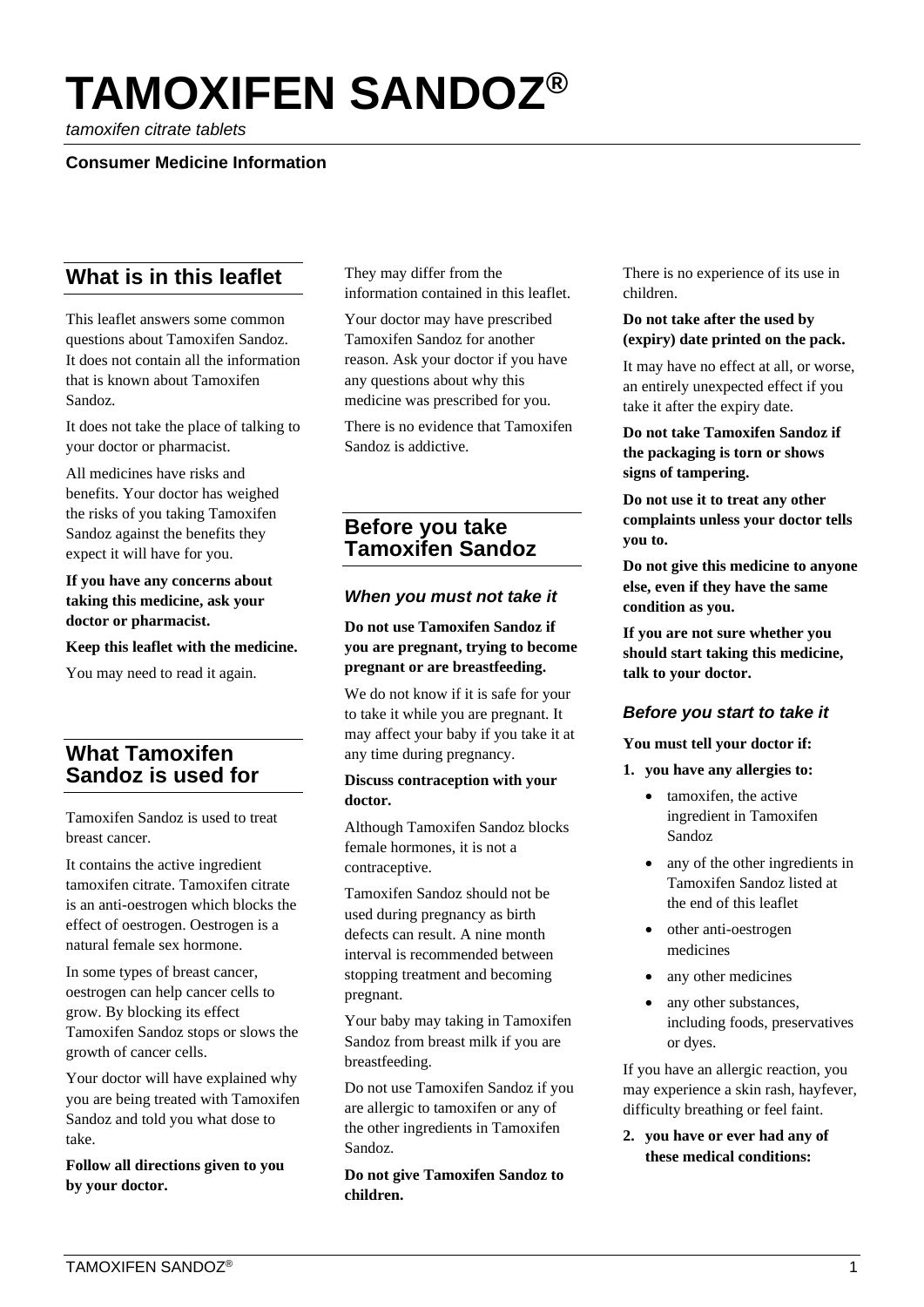# TAMOXIFEN SANDOZ®

*tamoxifen citrate tablets*

**Consumer Medicine Information**

## What is in this leaflet

This leaflet answers some common questions about Tamoxifen Sandoz. It does not contain all the information that is known about Tamoxifen Sandoz.

It does not take the place of talking to your doctor or pharmacist.

All medicines have risks and benefits. Your doctor has weighed the risks of you taking Tamoxifen Sandoz against the benefits they expect it will have for you.

**If you have any concerns about taking this medicine, ask your doctor or pharmacist.**

**Keep this leaflet with the medicine.**

You may need to read it again.

## What Tamoxifen Sandoz is used for

Tamoxifen Sandoz is used to treat breast cancer.

It contains the active ingredient tamoxifen citrate. Tamoxifen citrate is an anti-oestrogen which blocks the effect of oestrogen. Oestrogen is a natural female sex hormone.

In some types of breast cancer, oestrogen can help cancer cells to grow. By blocking its effect Tamoxifen Sandoz stops or slows the growth of cancer cells.

Your doctor will have explained why you are being treated with Tamoxifen Sandoz and told you what dose to take.

**Follow all directions given to you by your doctor.**

They may differ from the information contained in this leaflet.

Your doctor may have prescribed Tamoxifen Sandoz for another reason. Ask your doctor if you have any questions about why this medicine was prescribed for you.

There is no evidence that Tamoxifen Sandoz is addictive.

## Before you take Tamoxifen Sandoz

### *When you must not take it*

**Do not use Tamoxifen Sandoz if you are pregnant, trying to become pregnant or are breastfeeding.**

We do not know if it is safe for your to take it while you are pregnant. It may affect your baby if you take it at any time during pregnancy.

**Discuss contraception with your doctor.**

Although Tamoxifen Sandoz blocks female hormones, it is not a contraceptive.

Tamoxifen Sandoz should not be used during pregnancy as birth defects can result. A nine month interval is recommended between stopping treatment and becoming pregnant.

Your baby may taking in Tamoxifen Sandoz from breast milk if you are breastfeeding.

Do not use Tamoxifen Sandoz if you are allergic to tamoxifen or any of the other ingredients in Tamoxifen Sandoz.

**Do not give Tamoxifen Sandoz to children.**

There is no experience of its use in children.

**Do not take after the used by (expiry) date printed on the pack.**

It may have no effect at all, or worse, an entirely unexpected effect if you take it after the expiry date.

**Do not take Tamoxifen Sandoz if the packaging is torn or shows signs of tampering.**

**Do not use it to treat any other complaints unless your doctor tells you to.**

**Do not give this medicine to anyone else, even if they have the same condition as you.**

**If you are not sure whether you should start taking this medicine, talk to your doctor.**

### *Before you start to take it*

**You must tell your doctor if:**

1. **you have any allergies to:**
   - tamoxifen, the active ingredient in Tamoxifen Sandoz
   - any of the other ingredients in Tamoxifen Sandoz listed at the end of this leaflet
   - other anti-oestrogen medicines
   - any other medicines
   - any other substances, including foods, preservatives or dyes.

   If you have an allergic reaction, you may experience a skin rash, hayfever, difficulty breathing or feel faint.

2. **you have or ever had any of these medical conditions:**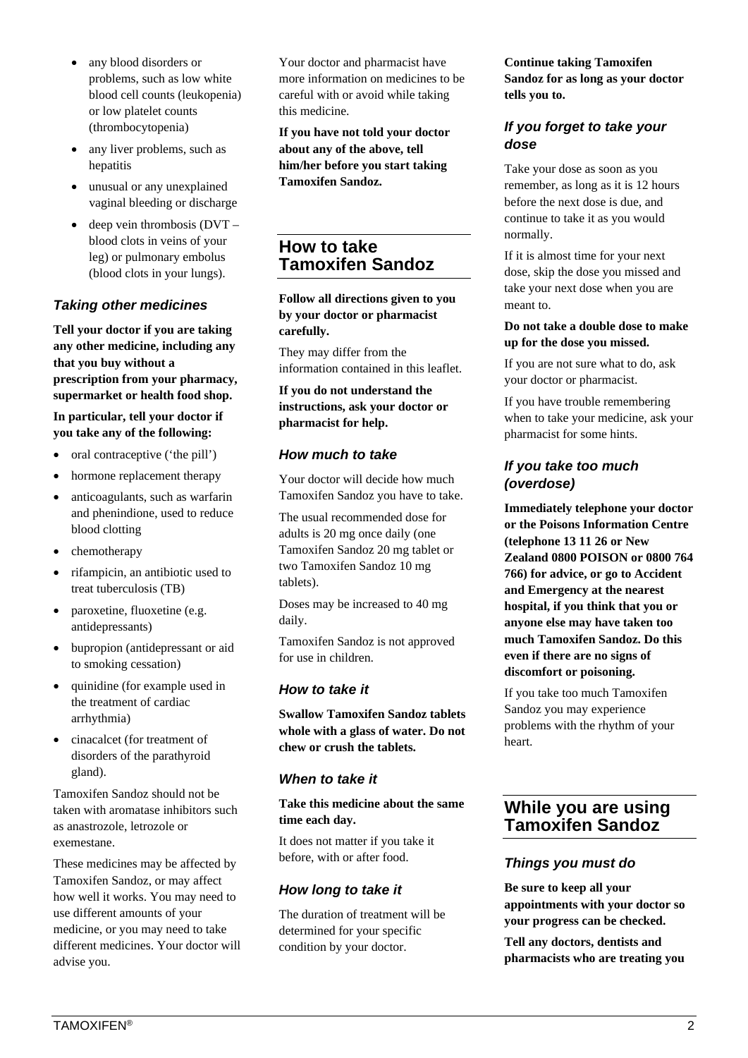- any blood disorders or problems, such as low white blood cell counts (leukopenia) or low platelet counts (thrombocytopenia)
- any liver problems, such as hepatitis
- unusual or any unexplained vaginal bleeding or discharge
- deep vein thrombosis (DVT – blood clots in veins of your leg) or pulmonary embolus (blood clots in your lungs).

### Taking other medicines

**Tell your doctor if you are taking any other medicine, including any that you buy without a prescription from your pharmacy, supermarket or health food shop.**

**In particular, tell your doctor if you take any of the following:**

- oral contraceptive ('the pill')
- hormone replacement therapy
- anticoagulants, such as warfarin and phenindione, used to reduce blood clotting
- chemotherapy
- rifampicin, an antibiotic used to treat tuberculosis (TB)
- paroxetine, fluoxetine (e.g. antidepressants)
- bupropion (antidepressant or aid to smoking cessation)
- quinidine (for example used in the treatment of cardiac arrhythmia)
- cinacalcet (for treatment of disorders of the parathyroid gland).

Tamoxifen Sandoz should not be taken with aromatase inhibitors such as anastrozole, letrozole or exemestane.

These medicines may be affected by Tamoxifen Sandoz, or may affect how well it works. You may need to use different amounts of your medicine, or you may need to take different medicines. Your doctor will advise you.

Your doctor and pharmacist have more information on medicines to be careful with or avoid while taking this medicine.

**If you have not told your doctor about any of the above, tell him/her before you start taking Tamoxifen Sandoz.**

## How to take Tamoxifen Sandoz

**Follow all directions given to you by your doctor or pharmacist carefully.**

They may differ from the information contained in this leaflet.

**If you do not understand the instructions, ask your doctor or pharmacist for help.**

### How much to take

Your doctor will decide how much Tamoxifen Sandoz you have to take.

The usual recommended dose for adults is 20 mg once daily (one Tamoxifen Sandoz 20 mg tablet or two Tamoxifen Sandoz 10 mg tablets).

Doses may be increased to 40 mg daily.

Tamoxifen Sandoz is not approved for use in children.

### How to take it

**Swallow Tamoxifen Sandoz tablets whole with a glass of water. Do not chew or crush the tablets.**

### When to take it

**Take this medicine about the same time each day.**

It does not matter if you take it before, with or after food.

### How long to take it

The duration of treatment will be determined for your specific condition by your doctor.

**Continue taking Tamoxifen Sandoz for as long as your doctor tells you to.**

### If you forget to take your dose

Take your dose as soon as you remember, as long as it is 12 hours before the next dose is due, and continue to take it as you would normally.

If it is almost time for your next dose, skip the dose you missed and take your next dose when you are meant to.

**Do not take a double dose to make up for the dose you missed.**

If you are not sure what to do, ask your doctor or pharmacist.

If you have trouble remembering when to take your medicine, ask your pharmacist for some hints.

### If you take too much (overdose)

**Immediately telephone your doctor or the Poisons Information Centre (telephone 13 11 26 or New Zealand 0800 POISON or 0800 764 766) for advice, or go to Accident and Emergency at the nearest hospital, if you think that you or anyone else may have taken too much Tamoxifen Sandoz. Do this even if there are no signs of discomfort or poisoning.**

If you take too much Tamoxifen Sandoz you may experience problems with the rhythm of your heart.

## While you are using Tamoxifen Sandoz

### Things you must do

**Be sure to keep all your appointments with your doctor so your progress can be checked.**

**Tell any doctors, dentists and pharmacists who are treating you**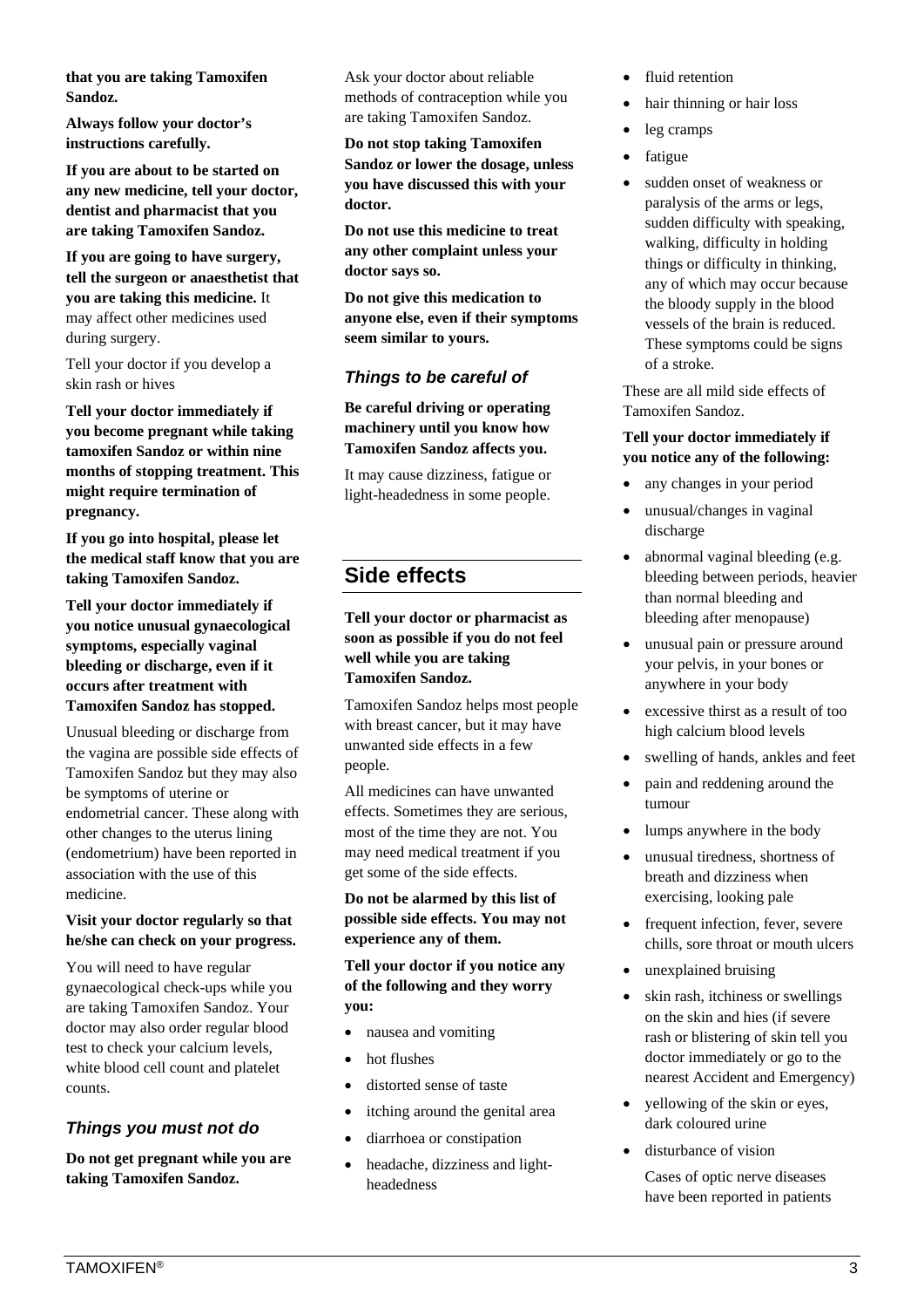**that you are taking Tamoxifen Sandoz.**

**Always follow your doctor's instructions carefully.**

**If you are about to be started on any new medicine, tell your doctor, dentist and pharmacist that you are taking Tamoxifen Sandoz.**

**If you are going to have surgery, tell the surgeon or anaesthetist that you are taking this medicine.** It may affect other medicines used during surgery.

Tell your doctor if you develop a skin rash or hives

**Tell your doctor immediately if you become pregnant while taking tamoxifen Sandoz or within nine months of stopping treatment. This might require termination of pregnancy.**

**If you go into hospital, please let the medical staff know that you are taking Tamoxifen Sandoz.**

**Tell your doctor immediately if you notice unusual gynaecological symptoms, especially vaginal bleeding or discharge, even if it occurs after treatment with Tamoxifen Sandoz has stopped.**

Unusual bleeding or discharge from the vagina are possible side effects of Tamoxifen Sandoz but they may also be symptoms of uterine or endometrial cancer. These along with other changes to the uterus lining (endometrium) have been reported in association with the use of this medicine.

**Visit your doctor regularly so that he/she can check on your progress.**

You will need to have regular gynaecological check-ups while you are taking Tamoxifen Sandoz. Your doctor may also order regular blood test to check your calcium levels, white blood cell count and platelet counts.

### *Things you must not do*

**Do not get pregnant while you are taking Tamoxifen Sandoz.**

Ask your doctor about reliable methods of contraception while you are taking Tamoxifen Sandoz.

**Do not stop taking Tamoxifen Sandoz or lower the dosage, unless you have discussed this with your doctor.**

**Do not use this medicine to treat any other complaint unless your doctor says so.**

**Do not give this medication to anyone else, even if their symptoms seem similar to yours.**

### *Things to be careful of*

**Be careful driving or operating machinery until you know how Tamoxifen Sandoz affects you.**

It may cause dizziness, fatigue or light-headedness in some people.

## Side effects

**Tell your doctor or pharmacist as soon as possible if you do not feel well while you are taking Tamoxifen Sandoz.**

Tamoxifen Sandoz helps most people with breast cancer, but it may have unwanted side effects in a few people.

All medicines can have unwanted effects. Sometimes they are serious, most of the time they are not. You may need medical treatment if you get some of the side effects.

**Do not be alarmed by this list of possible side effects. You may not experience any of them.**

**Tell your doctor if you notice any of the following and they worry you:**

- nausea and vomiting
- hot flushes
- distorted sense of taste
- itching around the genital area
- diarrhoea or constipation
- headache, dizziness and light-headedness
- fluid retention
- hair thinning or hair loss
- leg cramps
- fatigue
- sudden onset of weakness or paralysis of the arms or legs, sudden difficulty with speaking, walking, difficulty in holding things or difficulty in thinking, any of which may occur because the bloody supply in the blood vessels of the brain is reduced. These symptoms could be signs of a stroke.

These are all mild side effects of Tamoxifen Sandoz.

**Tell your doctor immediately if you notice any of the following:**

- any changes in your period
- unusual/changes in vaginal discharge
- abnormal vaginal bleeding (e.g. bleeding between periods, heavier than normal bleeding and bleeding after menopause)
- unusual pain or pressure around your pelvis, in your bones or anywhere in your body
- excessive thirst as a result of too high calcium blood levels
- swelling of hands, ankles and feet
- pain and reddening around the tumour
- lumps anywhere in the body
- unusual tiredness, shortness of breath and dizziness when exercising, looking pale
- frequent infection, fever, severe chills, sore throat or mouth ulcers
- unexplained bruising
- skin rash, itchiness or swellings on the skin and hies (if severe rash or blistering of skin tell you doctor immediately or go to the nearest Accident and Emergency)
- yellowing of the skin or eyes, dark coloured urine
- disturbance of vision

  Cases of optic nerve diseases have been reported in patients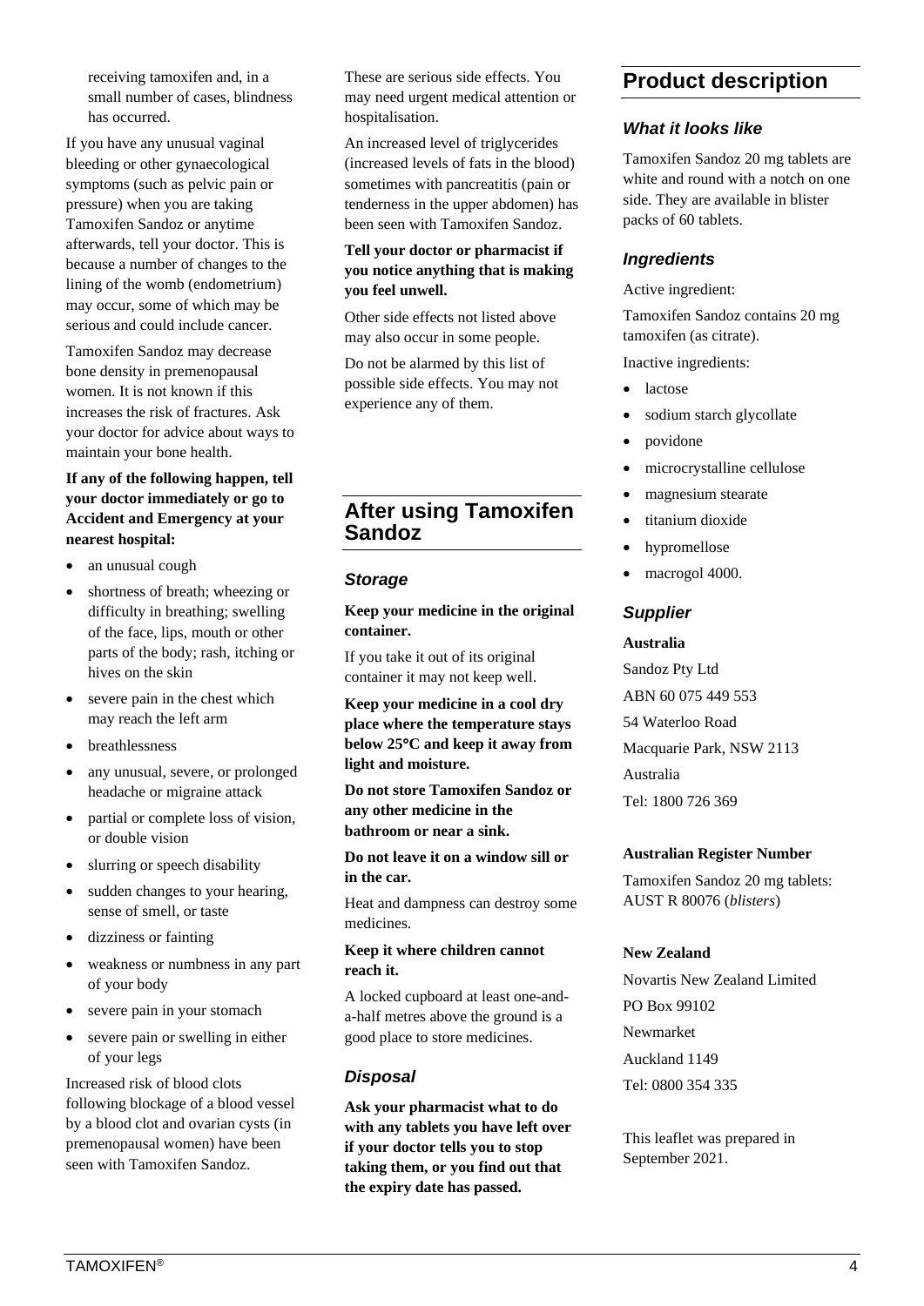receiving tamoxifen and, in a small number of cases, blindness has occurred.

If you have any unusual vaginal bleeding or other gynaecological symptoms (such as pelvic pain or pressure) when you are taking Tamoxifen Sandoz or anytime afterwards, tell your doctor. This is because a number of changes to the lining of the womb (endometrium) may occur, some of which may be serious and could include cancer.

Tamoxifen Sandoz may decrease bone density in premenopausal women. It is not known if this increases the risk of fractures. Ask your doctor for advice about ways to maintain your bone health.

**If any of the following happen, tell your doctor immediately or go to Accident and Emergency at your nearest hospital:**

- an unusual cough
- shortness of breath; wheezing or difficulty in breathing; swelling of the face, lips, mouth or other parts of the body; rash, itching or hives on the skin
- severe pain in the chest which may reach the left arm
- breathlessness
- any unusual, severe, or prolonged headache or migraine attack
- partial or complete loss of vision, or double vision
- slurring or speech disability
- sudden changes to your hearing, sense of smell, or taste
- dizziness or fainting
- weakness or numbness in any part of your body
- severe pain in your stomach
- severe pain or swelling in either of your legs

Increased risk of blood clots following blockage of a blood vessel by a blood clot and ovarian cysts (in premenopausal women) have been seen with Tamoxifen Sandoz.

These are serious side effects. You may need urgent medical attention or hospitalisation.

An increased level of triglycerides (increased levels of fats in the blood) sometimes with pancreatitis (pain or tenderness in the upper abdomen) has been seen with Tamoxifen Sandoz.

**Tell your doctor or pharmacist if you notice anything that is making you feel unwell.**

Other side effects not listed above may also occur in some people.

Do not be alarmed by this list of possible side effects. You may not experience any of them.

## After using Tamoxifen Sandoz

### *Storage*

**Keep your medicine in the original container.**

If you take it out of its original container it may not keep well.

**Keep your medicine in a cool dry place where the temperature stays below 25°C and keep it away from light and moisture.**

**Do not store Tamoxifen Sandoz or any other medicine in the bathroom or near a sink.**

**Do not leave it on a window sill or in the car.**

Heat and dampness can destroy some medicines.

**Keep it where children cannot reach it.**

A locked cupboard at least one-and-a-half metres above the ground is a good place to store medicines.

### *Disposal*

**Ask your pharmacist what to do with any tablets you have left over if your doctor tells you to stop taking them, or you find out that the expiry date has passed.**

## Product description

### *What it looks like*

Tamoxifen Sandoz 20 mg tablets are white and round with a notch on one side. They are available in blister packs of 60 tablets.

### *Ingredients*

Active ingredient:

Tamoxifen Sandoz contains 20 mg tamoxifen (as citrate).

Inactive ingredients:

- lactose
- sodium starch glycollate
- povidone
- microcrystalline cellulose
- magnesium stearate
- titanium dioxide
- hypromellose
- macrogol 4000.

### *Supplier*

**Australia**

Sandoz Pty Ltd
ABN 60 075 449 553
54 Waterloo Road
Macquarie Park, NSW 2113
Australia
Tel: 1800 726 369

**Australian Register Number**

Tamoxifen Sandoz 20 mg tablets: AUST R 80076 (*blisters*)

**New Zealand**

Novartis New Zealand Limited
PO Box 99102
Newmarket
Auckland 1149
Tel: 0800 354 335

This leaflet was prepared in September 2021.